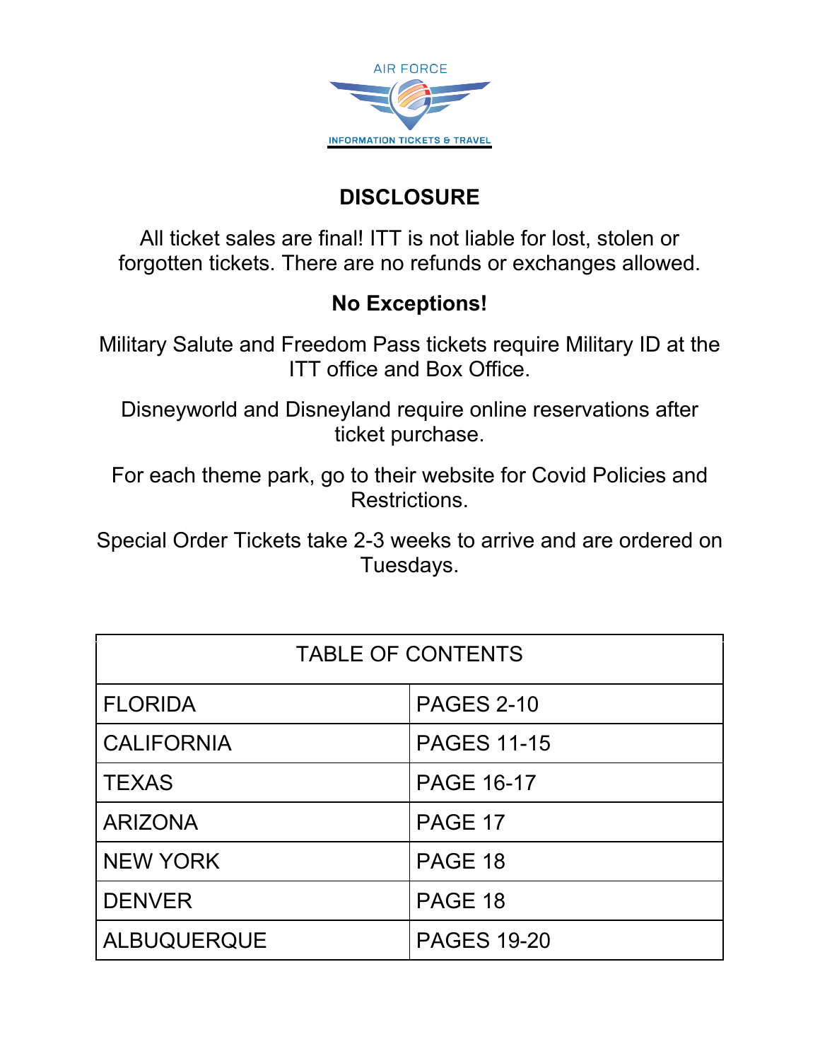AIR FORCE

INFORMATION TICKETS & TRAVEL

## DISCLOSURE

All ticket sales are final! ITT is not liable for lost, stolen or forgotten tickets. There are no refunds or exchanges allowed.

**No Exceptions!**

Military Salute and Freedom Pass tickets require Military ID at the ITT office and Box Office.

Disneyworld and Disneyland require online reservations after ticket purchase.

For each theme park, go to their website for Covid Policies and Restrictions.

Special Order Tickets take 2-3 weeks to arrive and are ordered on Tuesdays.

| TABLE OF CONTENTS | |
|---|---|
| FLORIDA | PAGES 2-10 |
| CALIFORNIA | PAGES 11-15 |
| TEXAS | PAGE 16-17 |
| ARIZONA | PAGE 17 |
| NEW YORK | PAGE 18 |
| DENVER | PAGE 18 |
| ALBUQUERQUE | PAGES 19-20 |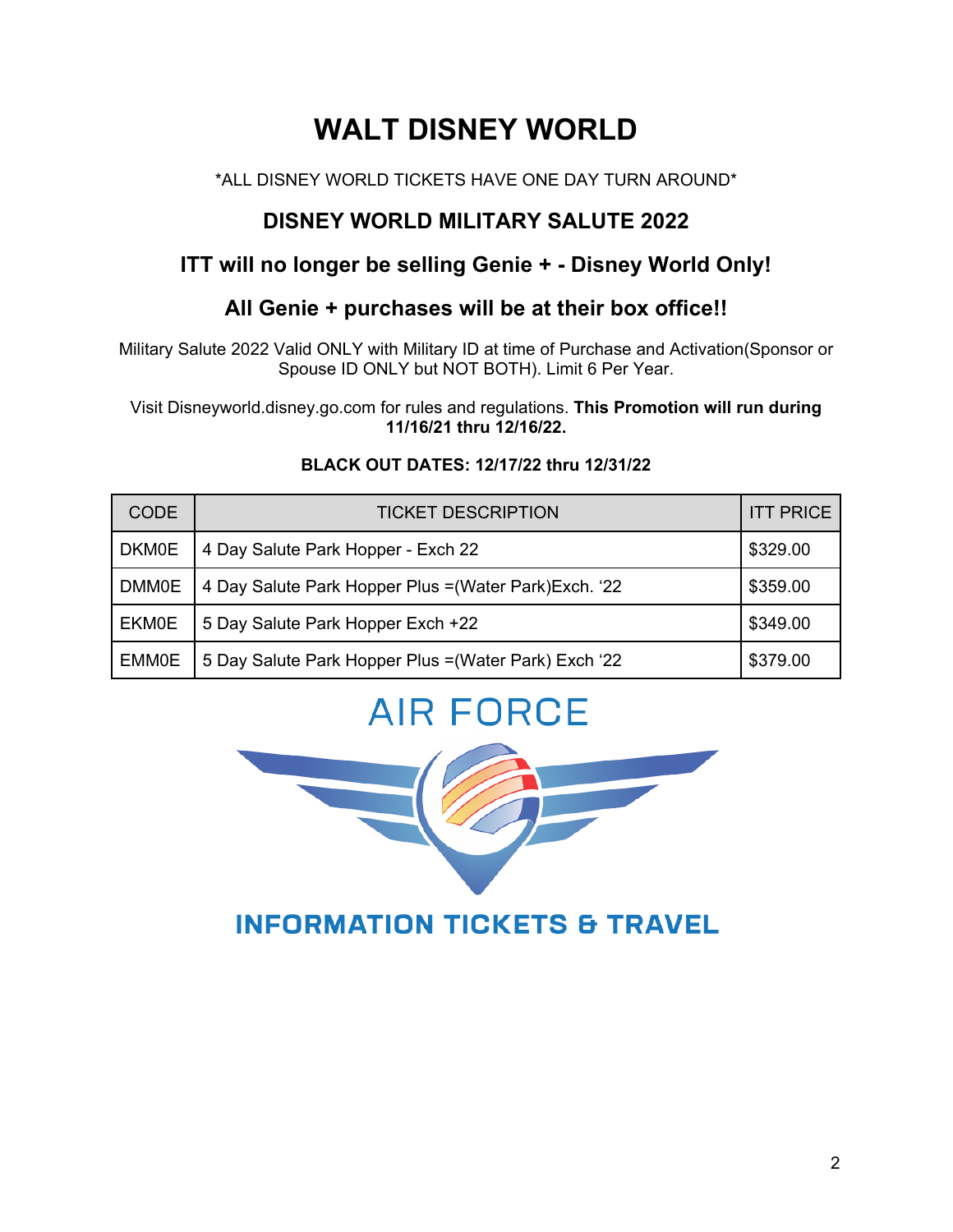# WALT DISNEY WORLD

*ALL DISNEY WORLD TICKETS HAVE ONE DAY TURN AROUND*

## DISNEY WORLD MILITARY SALUTE 2022

## ITT will no longer be selling Genie + - Disney World Only!

## All Genie + purchases will be at their box office!!

Military Salute 2022 Valid ONLY with Military ID at time of Purchase and Activation(Sponsor or Spouse ID ONLY but NOT BOTH). Limit 6 Per Year.

Visit Disneyworld.disney.go.com for rules and regulations. **This Promotion will run during 11/16/21 thru 12/16/22.**

**BLACK OUT DATES: 12/17/22 thru 12/31/22**

| CODE | TICKET DESCRIPTION | ITT PRICE |
|---|---|---|
| DKM0E | 4 Day Salute Park Hopper - Exch 22 | $329.00 |
| DMM0E | 4 Day Salute Park Hopper Plus =(Water Park)Exch. ‘22 | $359.00 |
| EKM0E | 5 Day Salute Park Hopper Exch +22 | $349.00 |
| EMM0E | 5 Day Salute Park Hopper Plus =(Water Park) Exch ‘22 | $379.00 |

AIR FORCE

INFORMATION TICKETS & TRAVEL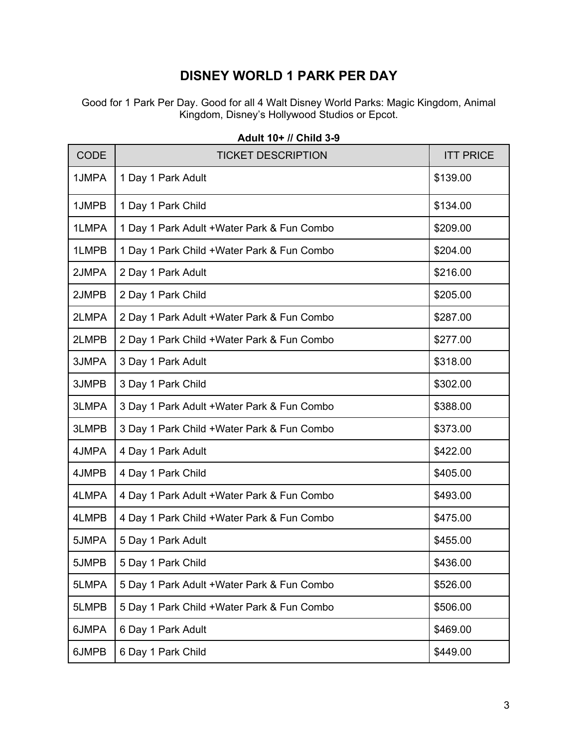# DISNEY WORLD 1 PARK PER DAY

Good for 1 Park Per Day. Good for all 4 Walt Disney World Parks: Magic Kingdom, Animal Kingdom, Disney's Hollywood Studios or Epcot.

**Adult 10+ // Child 3-9**

| CODE | TICKET DESCRIPTION | ITT PRICE |
|---|---|---|
| 1JMPA | 1 Day 1 Park Adult | $139.00 |
| 1JMPB | 1 Day 1 Park Child | $134.00 |
| 1LMPA | 1 Day 1 Park Adult +Water Park & Fun Combo | $209.00 |
| 1LMPB | 1 Day 1 Park Child +Water Park & Fun Combo | $204.00 |
| 2JMPA | 2 Day 1 Park Adult | $216.00 |
| 2JMPB | 2 Day 1 Park Child | $205.00 |
| 2LMPA | 2 Day 1 Park Adult +Water Park & Fun Combo | $287.00 |
| 2LMPB | 2 Day 1 Park Child +Water Park & Fun Combo | $277.00 |
| 3JMPA | 3 Day 1 Park Adult | $318.00 |
| 3JMPB | 3 Day 1 Park Child | $302.00 |
| 3LMPA | 3 Day 1 Park Adult +Water Park & Fun Combo | $388.00 |
| 3LMPB | 3 Day 1 Park Child +Water Park & Fun Combo | $373.00 |
| 4JMPA | 4 Day 1 Park Adult | $422.00 |
| 4JMPB | 4 Day 1 Park Child | $405.00 |
| 4LMPA | 4 Day 1 Park Adult +Water Park & Fun Combo | $493.00 |
| 4LMPB | 4 Day 1 Park Child +Water Park & Fun Combo | $475.00 |
| 5JMPA | 5 Day 1 Park Adult | $455.00 |
| 5JMPB | 5 Day 1 Park Child | $436.00 |
| 5LMPA | 5 Day 1 Park Adult +Water Park & Fun Combo | $526.00 |
| 5LMPB | 5 Day 1 Park Child +Water Park & Fun Combo | $506.00 |
| 6JMPA | 6 Day 1 Park Adult | $469.00 |
| 6JMPB | 6 Day 1 Park Child | $449.00 |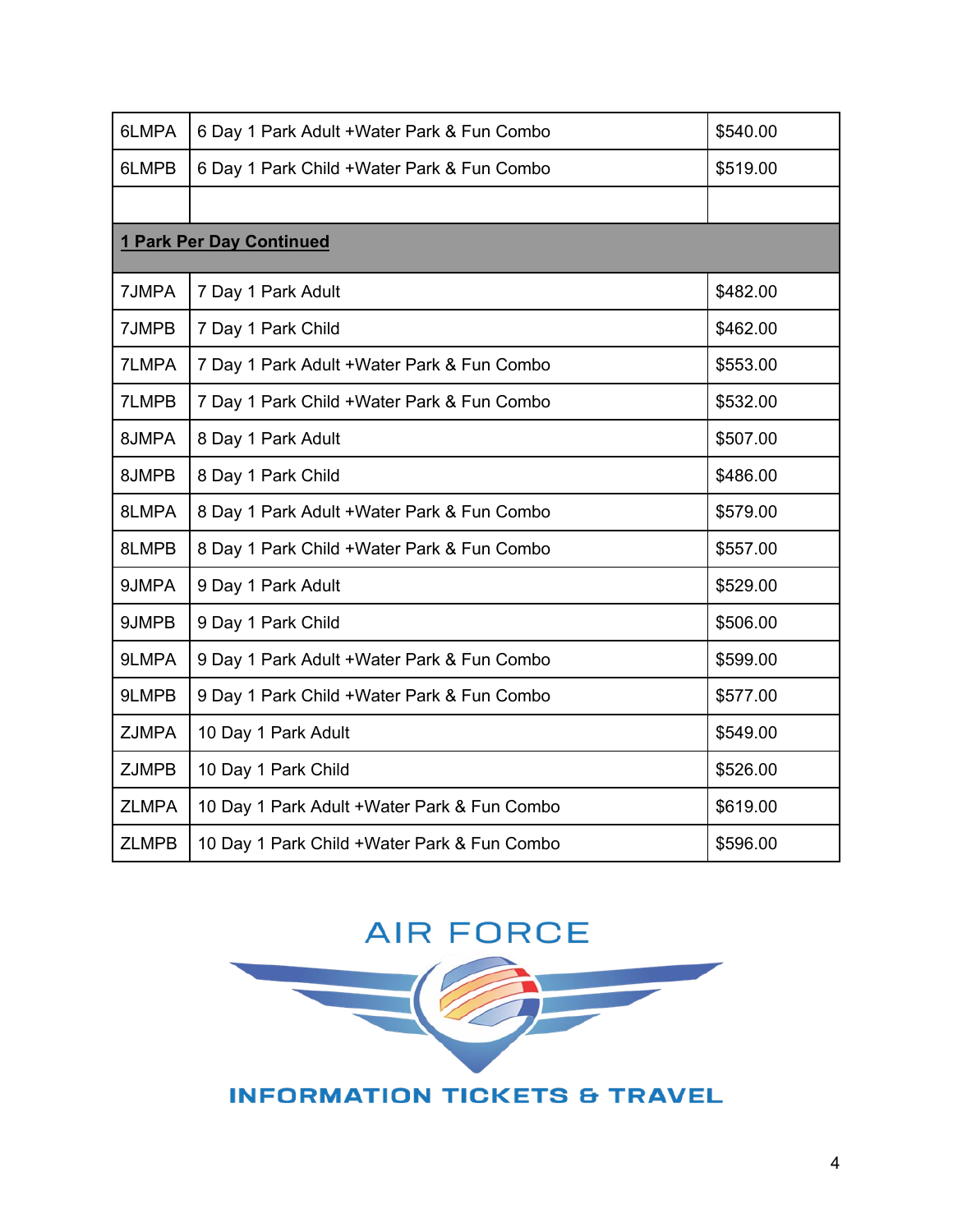| | | |
|---|---|---|
| 6LMPA | 6 Day 1 Park Adult +Water Park & Fun Combo | $540.00 |
| 6LMPB | 6 Day 1 Park Child +Water Park & Fun Combo | $519.00 |
| | | |
| **1 Park Per Day Continued** | | |
| 7JMPA | 7 Day 1 Park Adult | $482.00 |
| 7JMPB | 7 Day 1 Park Child | $462.00 |
| 7LMPA | 7 Day 1 Park Adult +Water Park & Fun Combo | $553.00 |
| 7LMPB | 7 Day 1 Park Child +Water Park & Fun Combo | $532.00 |
| 8JMPA | 8 Day 1 Park Adult | $507.00 |
| 8JMPB | 8 Day 1 Park Child | $486.00 |
| 8LMPA | 8 Day 1 Park Adult +Water Park & Fun Combo | $579.00 |
| 8LMPB | 8 Day 1 Park Child +Water Park & Fun Combo | $557.00 |
| 9JMPA | 9 Day 1 Park Adult | $529.00 |
| 9JMPB | 9 Day 1 Park Child | $506.00 |
| 9LMPA | 9 Day 1 Park Adult +Water Park & Fun Combo | $599.00 |
| 9LMPB | 9 Day 1 Park Child +Water Park & Fun Combo | $577.00 |
| ZJMPA | 10 Day 1 Park Adult | $549.00 |
| ZJMPB | 10 Day 1 Park Child | $526.00 |
| ZLMPA | 10 Day 1 Park Adult +Water Park & Fun Combo | $619.00 |
| ZLMPB | 10 Day 1 Park Child +Water Park & Fun Combo | $596.00 |

AIR FORCE

INFORMATION TICKETS & TRAVEL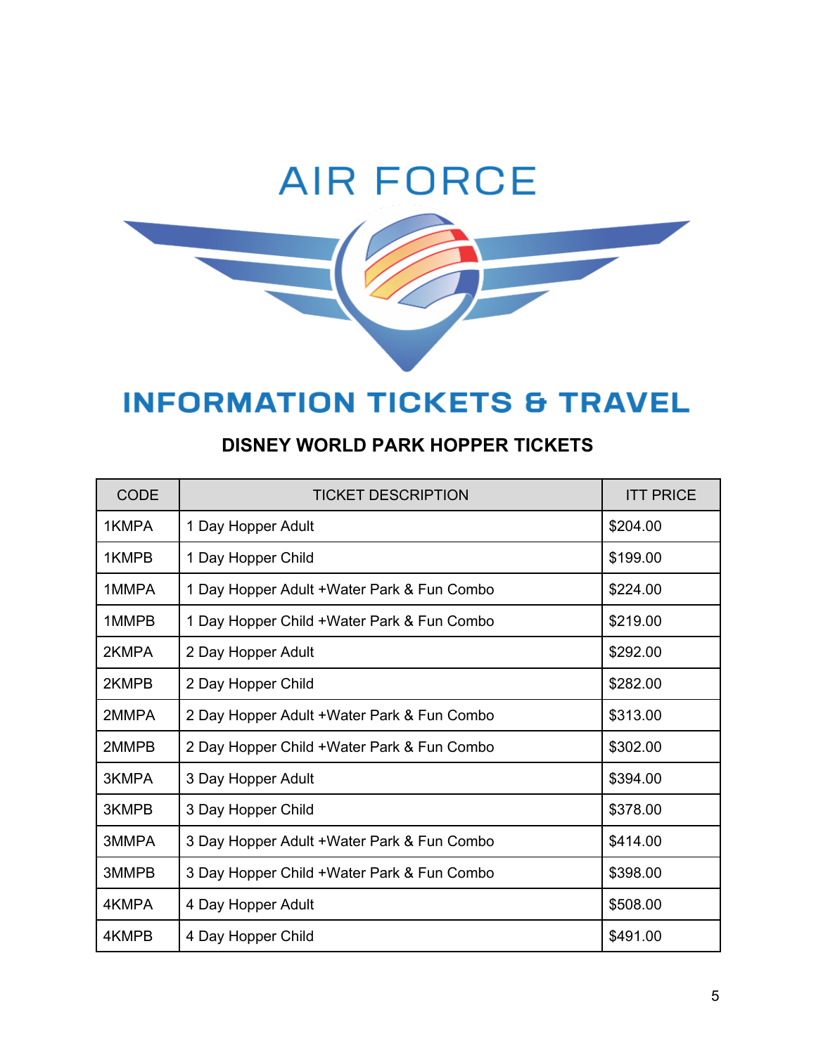# AIR FORCE

## INFORMATION TICKETS & TRAVEL

### DISNEY WORLD PARK HOPPER TICKETS

| CODE | TICKET DESCRIPTION | ITT PRICE |
|---|---|---|
| 1KMPA | 1 Day Hopper Adult | $204.00 |
| 1KMPB | 1 Day Hopper Child | $199.00 |
| 1MMPA | 1 Day Hopper Adult +Water Park & Fun Combo | $224.00 |
| 1MMPB | 1 Day Hopper Child +Water Park & Fun Combo | $219.00 |
| 2KMPA | 2 Day Hopper Adult | $292.00 |
| 2KMPB | 2 Day Hopper Child | $282.00 |
| 2MMPA | 2 Day Hopper Adult +Water Park & Fun Combo | $313.00 |
| 2MMPB | 2 Day Hopper Child +Water Park & Fun Combo | $302.00 |
| 3KMPA | 3 Day Hopper Adult | $394.00 |
| 3KMPB | 3 Day Hopper Child | $378.00 |
| 3MMPA | 3 Day Hopper Adult +Water Park & Fun Combo | $414.00 |
| 3MMPB | 3 Day Hopper Child +Water Park & Fun Combo | $398.00 |
| 4KMPA | 4 Day Hopper Adult | $508.00 |
| 4KMPB | 4 Day Hopper Child | $491.00 |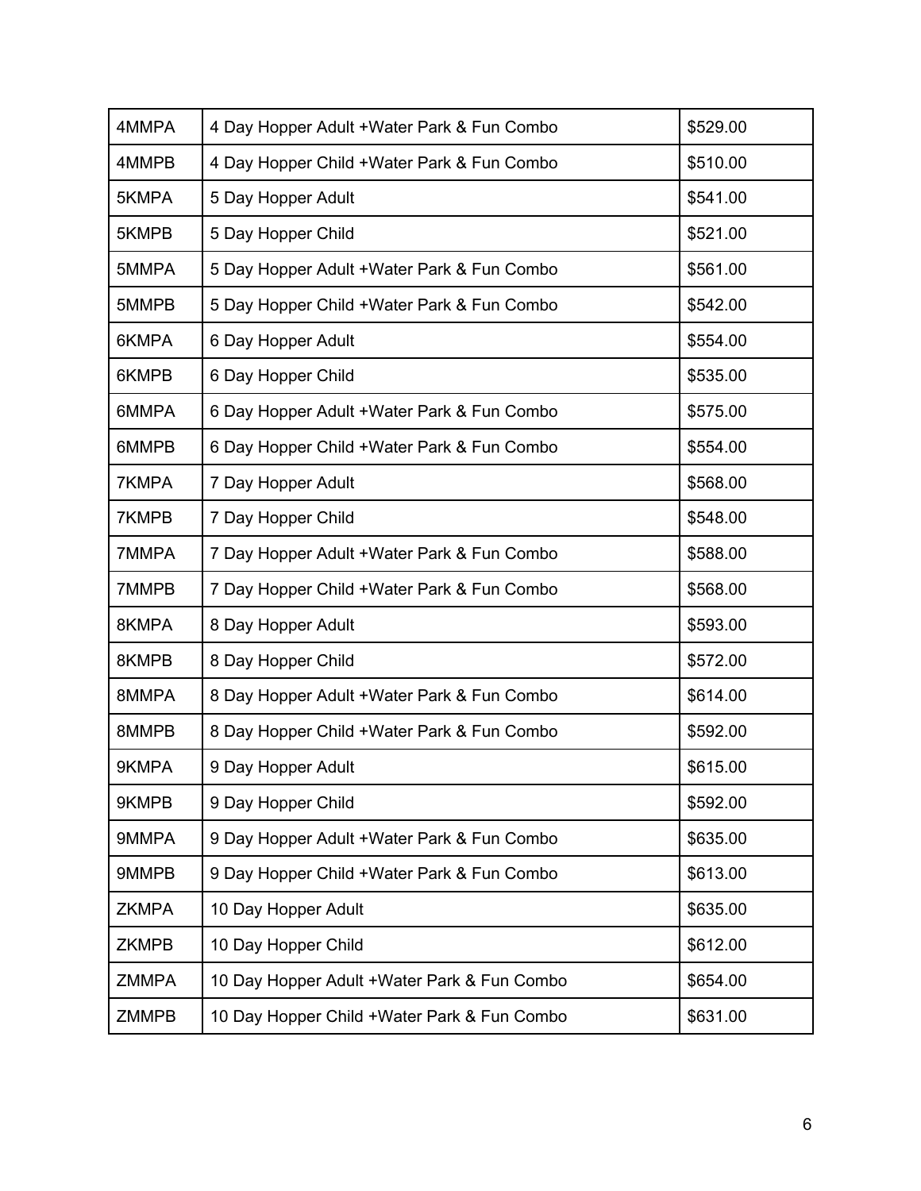| 4MMPA | 4 Day Hopper Adult +Water Park & Fun Combo | $529.00 |
|---|---|---|
| 4MMPB | 4 Day Hopper Child +Water Park & Fun Combo | $510.00 |
| 5KMPA | 5 Day Hopper Adult | $541.00 |
| 5KMPB | 5 Day Hopper Child | $521.00 |
| 5MMPA | 5 Day Hopper Adult +Water Park & Fun Combo | $561.00 |
| 5MMPB | 5 Day Hopper Child +Water Park & Fun Combo | $542.00 |
| 6KMPA | 6 Day Hopper Adult | $554.00 |
| 6KMPB | 6 Day Hopper Child | $535.00 |
| 6MMPA | 6 Day Hopper Adult +Water Park & Fun Combo | $575.00 |
| 6MMPB | 6 Day Hopper Child +Water Park & Fun Combo | $554.00 |
| 7KMPA | 7 Day Hopper Adult | $568.00 |
| 7KMPB | 7 Day Hopper Child | $548.00 |
| 7MMPA | 7 Day Hopper Adult +Water Park & Fun Combo | $588.00 |
| 7MMPB | 7 Day Hopper Child +Water Park & Fun Combo | $568.00 |
| 8KMPA | 8 Day Hopper Adult | $593.00 |
| 8KMPB | 8 Day Hopper Child | $572.00 |
| 8MMPA | 8 Day Hopper Adult +Water Park & Fun Combo | $614.00 |
| 8MMPB | 8 Day Hopper Child +Water Park & Fun Combo | $592.00 |
| 9KMPA | 9 Day Hopper Adult | $615.00 |
| 9KMPB | 9 Day Hopper Child | $592.00 |
| 9MMPA | 9 Day Hopper Adult +Water Park & Fun Combo | $635.00 |
| 9MMPB | 9 Day Hopper Child +Water Park & Fun Combo | $613.00 |
| ZKMPA | 10 Day Hopper Adult | $635.00 |
| ZKMPB | 10 Day Hopper Child | $612.00 |
| ZMMPA | 10 Day Hopper Adult +Water Park & Fun Combo | $654.00 |
| ZMMPB | 10 Day Hopper Child +Water Park & Fun Combo | $631.00 |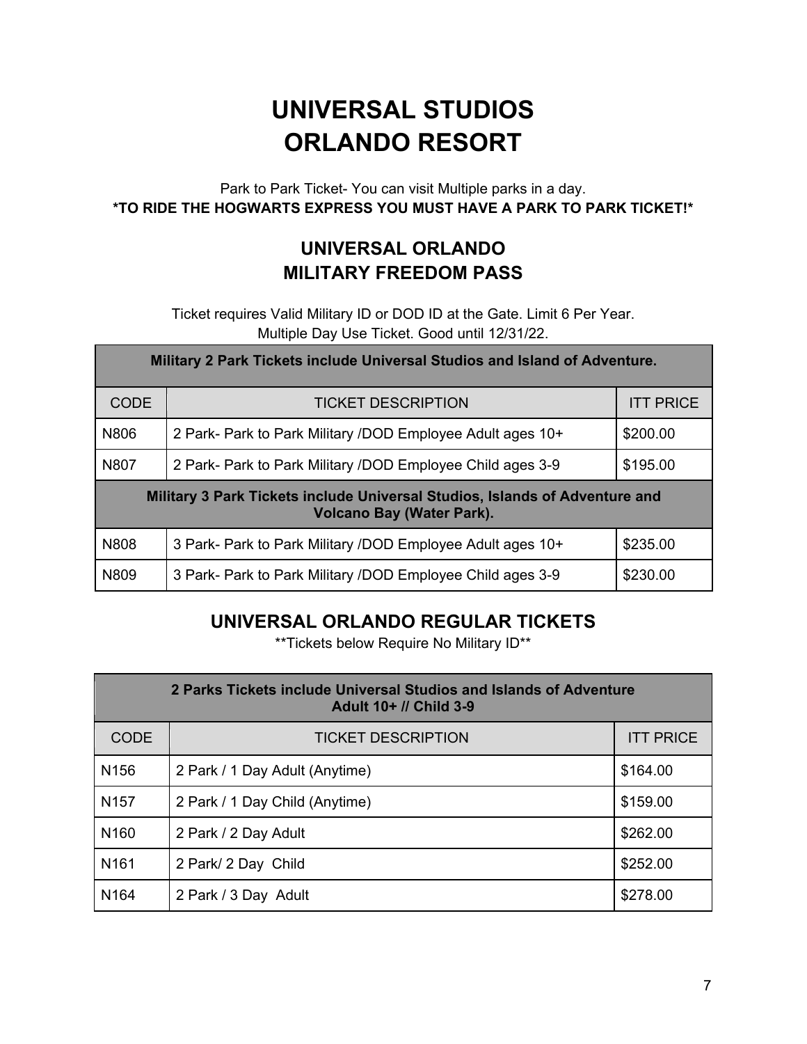# UNIVERSAL STUDIOS ORLANDO RESORT

Park to Park Ticket- You can visit Multiple parks in a day.

**\*TO RIDE THE HOGWARTS EXPRESS YOU MUST HAVE A PARK TO PARK TICKET!\***

## UNIVERSAL ORLANDO MILITARY FREEDOM PASS

Ticket requires Valid Military ID or DOD ID at the Gate. Limit 6 Per Year.
Multiple Day Use Ticket. Good until 12/31/22.

| **Military 2 Park Tickets include Universal Studios and Island of Adventure.** | | |
|---|---|---|
| CODE | TICKET DESCRIPTION | ITT PRICE |
| N806 | 2 Park- Park to Park Military /DOD Employee Adult ages 10+ | $200.00 |
| N807 | 2 Park- Park to Park Military /DOD Employee Child ages 3-9 | $195.00 |
| **Military 3 Park Tickets include Universal Studios, Islands of Adventure and Volcano Bay (Water Park).** | | |
| N808 | 3 Park- Park to Park Military /DOD Employee Adult ages 10+ | $235.00 |
| N809 | 3 Park- Park to Park Military /DOD Employee Child ages 3-9 | $230.00 |

## UNIVERSAL ORLANDO REGULAR TICKETS

\*\*Tickets below Require No Military ID\*\*

| **2 Parks Tickets include Universal Studios and Islands of Adventure Adult 10+ // Child 3-9** | | |
|---|---|---|
| CODE | TICKET DESCRIPTION | ITT PRICE |
| N156 | 2 Park / 1 Day Adult (Anytime) | $164.00 |
| N157 | 2 Park / 1 Day Child (Anytime) | $159.00 |
| N160 | 2 Park / 2 Day Adult | $262.00 |
| N161 | 2 Park/ 2 Day Child | $252.00 |
| N164 | 2 Park / 3 Day Adult | $278.00 |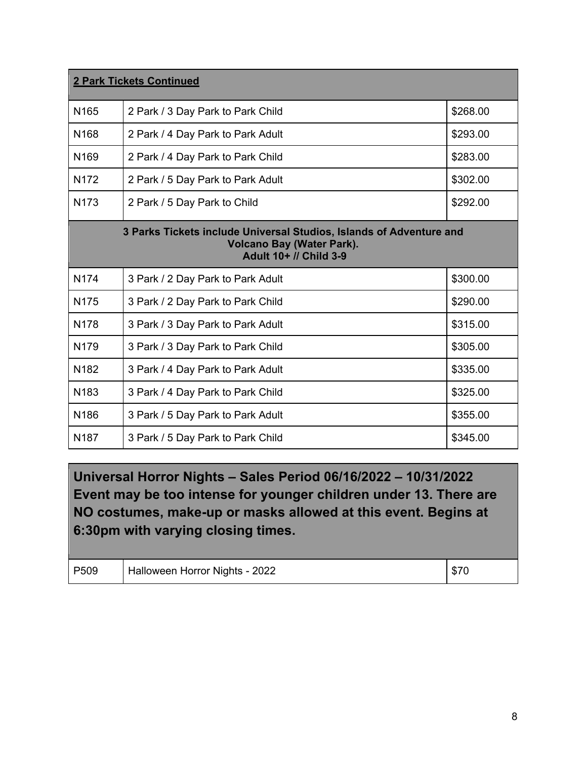| **2 Park Tickets Continued** | | |
|---|---|---|
| N165 | 2 Park / 3 Day Park to Park Child | $268.00 |
| N168 | 2 Park / 4 Day Park to Park Adult | $293.00 |
| N169 | 2 Park / 4 Day Park to Park Child | $283.00 |
| N172 | 2 Park / 5 Day Park to Park Adult | $302.00 |
| N173 | 2 Park / 5 Day Park to Child | $292.00 |
| **3 Parks Tickets include Universal Studios, Islands of Adventure and Volcano Bay (Water Park). Adult 10+ // Child 3-9** | | |
| N174 | 3 Park / 2 Day Park to Park Adult | $300.00 |
| N175 | 3 Park / 2 Day Park to Park Child | $290.00 |
| N178 | 3 Park / 3 Day Park to Park Adult | $315.00 |
| N179 | 3 Park / 3 Day Park to Park Child | $305.00 |
| N182 | 3 Park / 4 Day Park to Park Adult | $335.00 |
| N183 | 3 Park / 4 Day Park to Park Child | $325.00 |
| N186 | 3 Park / 5 Day Park to Park Adult | $355.00 |
| N187 | 3 Park / 5 Day Park to Park Child | $345.00 |

| **Universal Horror Nights – Sales Period 06/16/2022 – 10/31/2022 Event may be too intense for younger children under 13. There are NO costumes, make-up or masks allowed at this event. Begins at 6:30pm with varying closing times.** | | |
|---|---|---|
| P509 | Halloween Horror Nights - 2022 | $70 |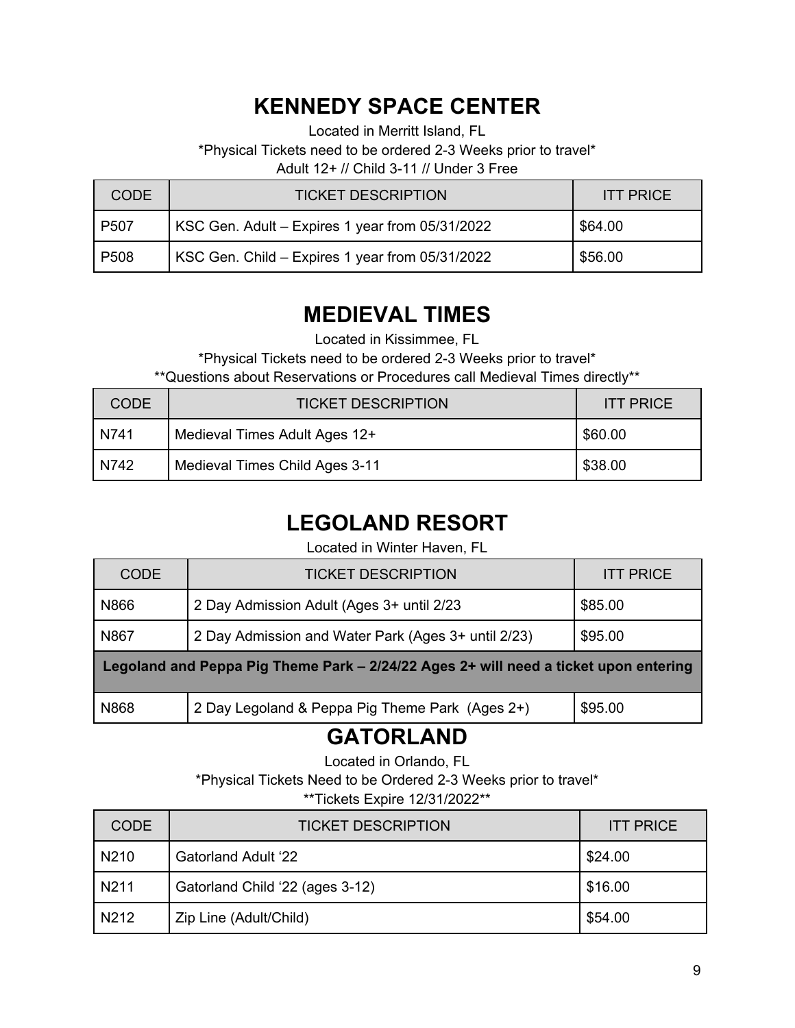## KENNEDY SPACE CENTER

Located in Merritt Island, FL

*Physical Tickets need to be ordered 2-3 Weeks prior to travel*

Adult 12+ // Child 3-11 // Under 3 Free

| CODE | TICKET DESCRIPTION | ITT PRICE |
|---|---|---|
| P507 | KSC Gen. Adult – Expires 1 year from 05/31/2022 | $64.00 |
| P508 | KSC Gen. Child – Expires 1 year from 05/31/2022 | $56.00 |

## MEDIEVAL TIMES

Located in Kissimmee, FL

*Physical Tickets need to be ordered 2-3 Weeks prior to travel*

**Questions about Reservations or Procedures call Medieval Times directly**

| CODE | TICKET DESCRIPTION | ITT PRICE |
|---|---|---|
| N741 | Medieval Times Adult Ages 12+ | $60.00 |
| N742 | Medieval Times Child Ages 3-11 | $38.00 |

## LEGOLAND RESORT

Located in Winter Haven, FL

| CODE | TICKET DESCRIPTION | ITT PRICE |
|---|---|---|
| N866 | 2 Day Admission Adult (Ages 3+ until 2/23 | $85.00 |
| N867 | 2 Day Admission and Water Park (Ages 3+ until 2/23) | $95.00 |
| **Legoland and Peppa Pig Theme Park – 2/24/22 Ages 2+ will need a ticket upon entering** | | |
| N868 | 2 Day Legoland & Peppa Pig Theme Park (Ages 2+) | $95.00 |

## GATORLAND

Located in Orlando, FL

*Physical Tickets Need to be Ordered 2-3 Weeks prior to travel*

**Tickets Expire 12/31/2022**

| CODE | TICKET DESCRIPTION | ITT PRICE |
|---|---|---|
| N210 | Gatorland Adult '22 | $24.00 |
| N211 | Gatorland Child '22 (ages 3-12) | $16.00 |
| N212 | Zip Line (Adult/Child) | $54.00 |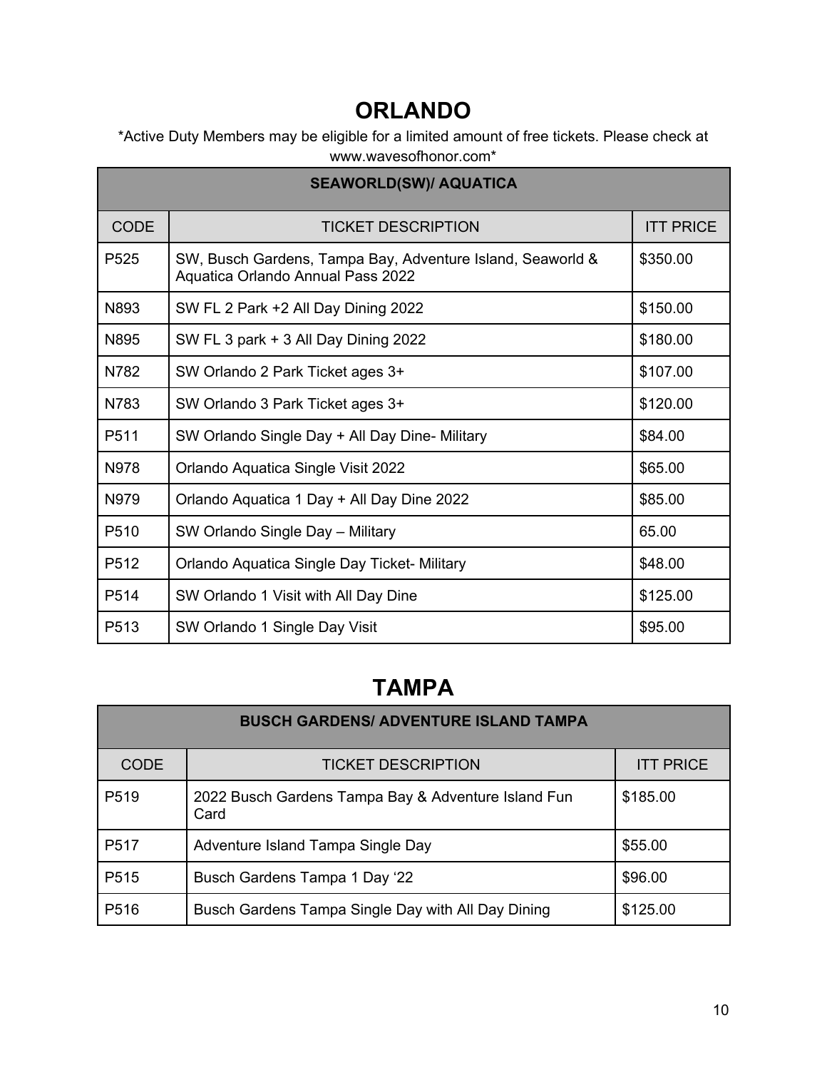# ORLANDO

*Active Duty Members may be eligible for a limited amount of free tickets. Please check at www.wavesofhonor.com*

| SEAWORLD(SW)/ AQUATICA | | |
|---|---|---|
| CODE | TICKET DESCRIPTION | ITT PRICE |
| P525 | SW, Busch Gardens, Tampa Bay, Adventure Island, Seaworld & Aquatica Orlando Annual Pass 2022 | $350.00 |
| N893 | SW FL 2 Park +2 All Day Dining 2022 | $150.00 |
| N895 | SW FL 3 park + 3 All Day Dining 2022 | $180.00 |
| N782 | SW Orlando 2 Park Ticket ages 3+ | $107.00 |
| N783 | SW Orlando 3 Park Ticket ages 3+ | $120.00 |
| P511 | SW Orlando Single Day + All Day Dine- Military | $84.00 |
| N978 | Orlando Aquatica Single Visit 2022 | $65.00 |
| N979 | Orlando Aquatica 1 Day + All Day Dine 2022 | $85.00 |
| P510 | SW Orlando Single Day – Military | 65.00 |
| P512 | Orlando Aquatica Single Day Ticket- Military | $48.00 |
| P514 | SW Orlando 1 Visit with All Day Dine | $125.00 |
| P513 | SW Orlando 1 Single Day Visit | $95.00 |

# TAMPA

| BUSCH GARDENS/ ADVENTURE ISLAND TAMPA | | |
|---|---|---|
| CODE | TICKET DESCRIPTION | ITT PRICE |
| P519 | 2022 Busch Gardens Tampa Bay & Adventure Island Fun Card | $185.00 |
| P517 | Adventure Island Tampa Single Day | $55.00 |
| P515 | Busch Gardens Tampa 1 Day '22 | $96.00 |
| P516 | Busch Gardens Tampa Single Day with All Day Dining | $125.00 |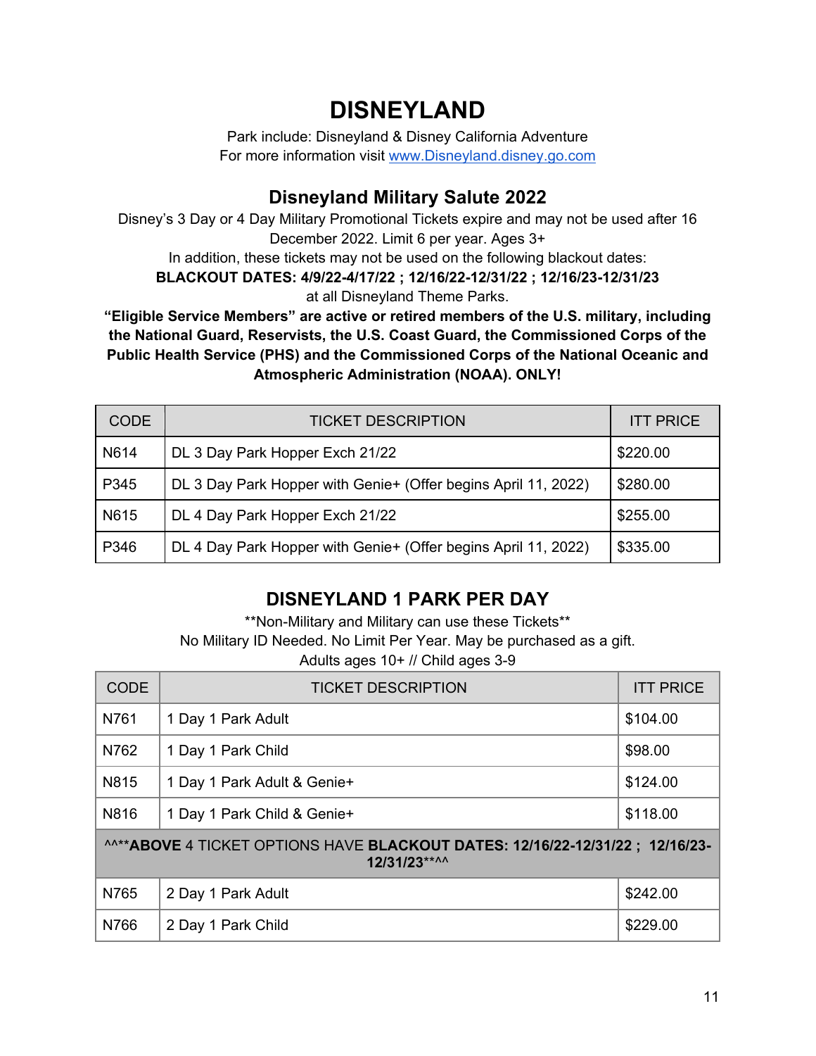# DISNEYLAND

Park include: Disneyland & Disney California Adventure
For more information visit [www.Disneyland.disney.go.com](http://www.Disneyland.disney.go.com)

## Disneyland Military Salute 2022

Disney's 3 Day or 4 Day Military Promotional Tickets expire and may not be used after 16 December 2022. Limit 6 per year. Ages 3+

In addition, these tickets may not be used on the following blackout dates:

**BLACKOUT DATES: 4/9/22-4/17/22 ; 12/16/22-12/31/22 ; 12/16/23-12/31/23**

at all Disneyland Theme Parks.

**"Eligible Service Members" are active or retired members of the U.S. military, including the National Guard, Reservists, the U.S. Coast Guard, the Commissioned Corps of the Public Health Service (PHS) and the Commissioned Corps of the National Oceanic and Atmospheric Administration (NOAA). ONLY!**

| CODE | TICKET DESCRIPTION | ITT PRICE |
|---|---|---|
| N614 | DL 3 Day Park Hopper Exch 21/22 | $220.00 |
| P345 | DL 3 Day Park Hopper with Genie+ (Offer begins April 11, 2022) | $280.00 |
| N615 | DL 4 Day Park Hopper Exch 21/22 | $255.00 |
| P346 | DL 4 Day Park Hopper with Genie+ (Offer begins April 11, 2022) | $335.00 |

## DISNEYLAND 1 PARK PER DAY

**Non-Military and Military can use these Tickets**

No Military ID Needed. No Limit Per Year. May be purchased as a gift.

Adults ages 10+ // Child ages 3-9

| CODE | TICKET DESCRIPTION | ITT PRICE |
|---|---|---|
| N761 | 1 Day 1 Park Adult | $104.00 |
| N762 | 1 Day 1 Park Child | $98.00 |
| N815 | 1 Day 1 Park Adult & Genie+ | $124.00 |
| N816 | 1 Day 1 Park Child & Genie+ | $118.00 |
| ^^**ABOVE 4 TICKET OPTIONS HAVE BLACKOUT DATES: 12/16/22-12/31/22 ; 12/16/23-12/31/23**^^ | | |
| N765 | 2 Day 1 Park Adult | $242.00 |
| N766 | 2 Day 1 Park Child | $229.00 |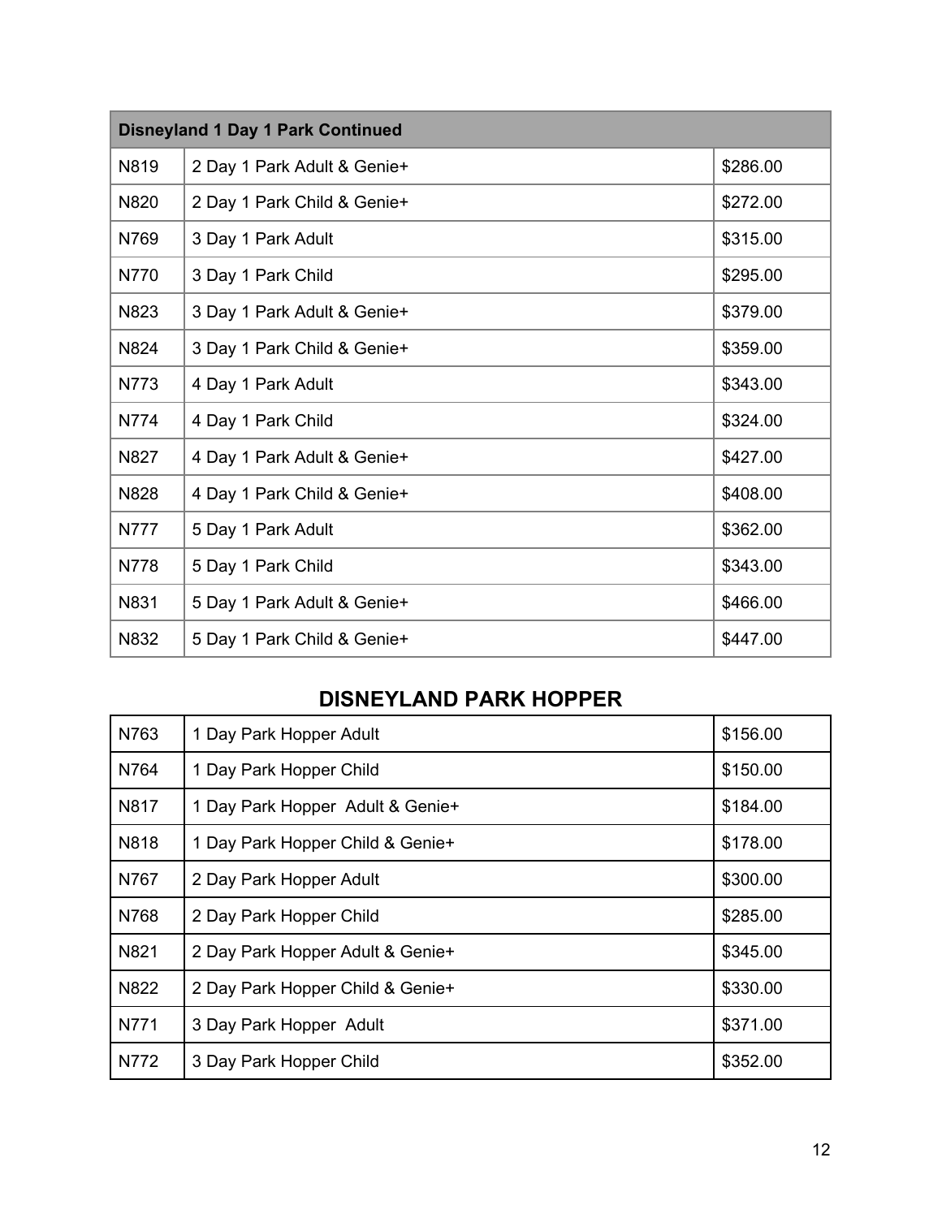| Disneyland 1 Day 1 Park Continued | | |
|---|---|---|
| N819 | 2 Day 1 Park Adult & Genie+ | $286.00 |
| N820 | 2 Day 1 Park Child & Genie+ | $272.00 |
| N769 | 3 Day 1 Park Adult | $315.00 |
| N770 | 3 Day 1 Park Child | $295.00 |
| N823 | 3 Day 1 Park Adult & Genie+ | $379.00 |
| N824 | 3 Day 1 Park Child & Genie+ | $359.00 |
| N773 | 4 Day 1 Park Adult | $343.00 |
| N774 | 4 Day 1 Park Child | $324.00 |
| N827 | 4 Day 1 Park Adult & Genie+ | $427.00 |
| N828 | 4 Day 1 Park Child & Genie+ | $408.00 |
| N777 | 5 Day 1 Park Adult | $362.00 |
| N778 | 5 Day 1 Park Child | $343.00 |
| N831 | 5 Day 1 Park Adult & Genie+ | $466.00 |
| N832 | 5 Day 1 Park Child & Genie+ | $447.00 |

## DISNEYLAND PARK HOPPER

| Code | Ticket | Price |
|---|---|---|
| N763 | 1 Day Park Hopper Adult | $156.00 |
| N764 | 1 Day Park Hopper Child | $150.00 |
| N817 | 1 Day Park Hopper Adult & Genie+ | $184.00 |
| N818 | 1 Day Park Hopper Child & Genie+ | $178.00 |
| N767 | 2 Day Park Hopper Adult | $300.00 |
| N768 | 2 Day Park Hopper Child | $285.00 |
| N821 | 2 Day Park Hopper Adult & Genie+ | $345.00 |
| N822 | 2 Day Park Hopper Child & Genie+ | $330.00 |
| N771 | 3 Day Park Hopper Adult | $371.00 |
| N772 | 3 Day Park Hopper Child | $352.00 |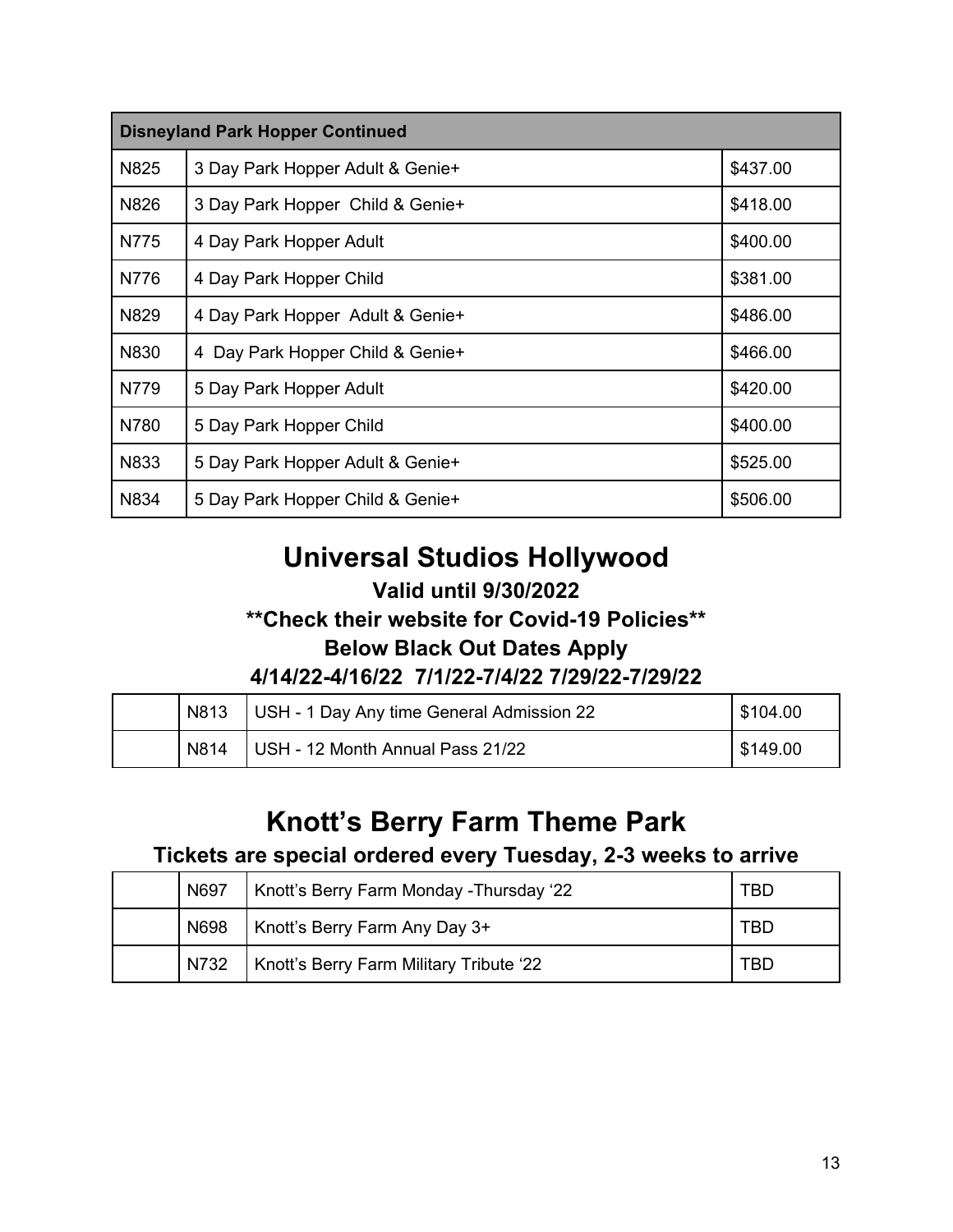| Disneyland Park Hopper Continued | | |
|---|---|---|
| N825 | 3 Day Park Hopper Adult & Genie+ | $437.00 |
| N826 | 3 Day Park Hopper Child & Genie+ | $418.00 |
| N775 | 4 Day Park Hopper Adult | $400.00 |
| N776 | 4 Day Park Hopper Child | $381.00 |
| N829 | 4 Day Park Hopper Adult & Genie+ | $486.00 |
| N830 | 4 Day Park Hopper Child & Genie+ | $466.00 |
| N779 | 5 Day Park Hopper Adult | $420.00 |
| N780 | 5 Day Park Hopper Child | $400.00 |
| N833 | 5 Day Park Hopper Adult & Genie+ | $525.00 |
| N834 | 5 Day Park Hopper Child & Genie+ | $506.00 |

# Universal Studios Hollywood

### Valid until 9/30/2022

### **Check their website for Covid-19 Policies**

### Below Black Out Dates Apply

### 4/14/22-4/16/22 7/1/22-7/4/22 7/29/22-7/29/22

| | | | |
|---|---|---|---|
| | N813 | USH - 1 Day Any time General Admission 22 | $104.00 |
| | N814 | USH - 12 Month Annual Pass 21/22 | $149.00 |

# Knott's Berry Farm Theme Park

### Tickets are special ordered every Tuesday, 2-3 weeks to arrive

| | | | |
|---|---|---|---|
| | N697 | Knott's Berry Farm Monday -Thursday '22 | TBD |
| | N698 | Knott's Berry Farm Any Day 3+ | TBD |
| | N732 | Knott's Berry Farm Military Tribute '22 | TBD |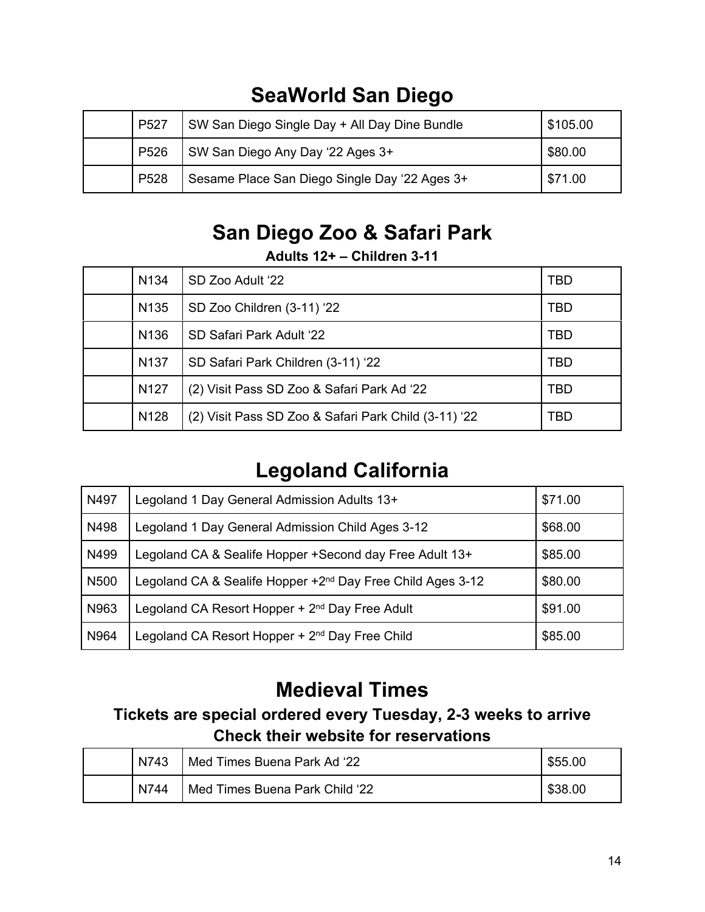# SeaWorld San Diego

| | | | |
|---|---|---|---|
| | P527 | SW San Diego Single Day + All Day Dine Bundle | $105.00 |
| | P526 | SW San Diego Any Day '22 Ages 3+ | $80.00 |
| | P528 | Sesame Place San Diego Single Day '22 Ages 3+ | $71.00 |

# San Diego Zoo & Safari Park

**Adults 12+ – Children 3-11**

| | | | |
|---|---|---|---|
| | N134 | SD Zoo Adult '22 | TBD |
| | N135 | SD Zoo Children (3-11) '22 | TBD |
| | N136 | SD Safari Park Adult '22 | TBD |
| | N137 | SD Safari Park Children (3-11) '22 | TBD |
| | N127 | (2) Visit Pass SD Zoo & Safari Park Ad '22 | TBD |
| | N128 | (2) Visit Pass SD Zoo & Safari Park Child (3-11) '22 | TBD |

# Legoland California

| | | |
|---|---|---|
| N497 | Legoland 1 Day General Admission Adults 13+ | $71.00 |
| N498 | Legoland 1 Day General Admission Child Ages 3-12 | $68.00 |
| N499 | Legoland CA & Sealife Hopper +Second day Free Adult 13+ | $85.00 |
| N500 | Legoland CA & Sealife Hopper +2nd Day Free Child Ages 3-12 | $80.00 |
| N963 | Legoland CA Resort Hopper + 2nd Day Free Adult | $91.00 |
| N964 | Legoland CA Resort Hopper + 2nd Day Free Child | $85.00 |

# Medieval Times

**Tickets are special ordered every Tuesday, 2-3 weeks to arrive**
**Check their website for reservations**

| | | | |
|---|---|---|---|
| | N743 | Med Times Buena Park Ad '22 | $55.00 |
| | N744 | Med Times Buena Park Child '22 | $38.00 |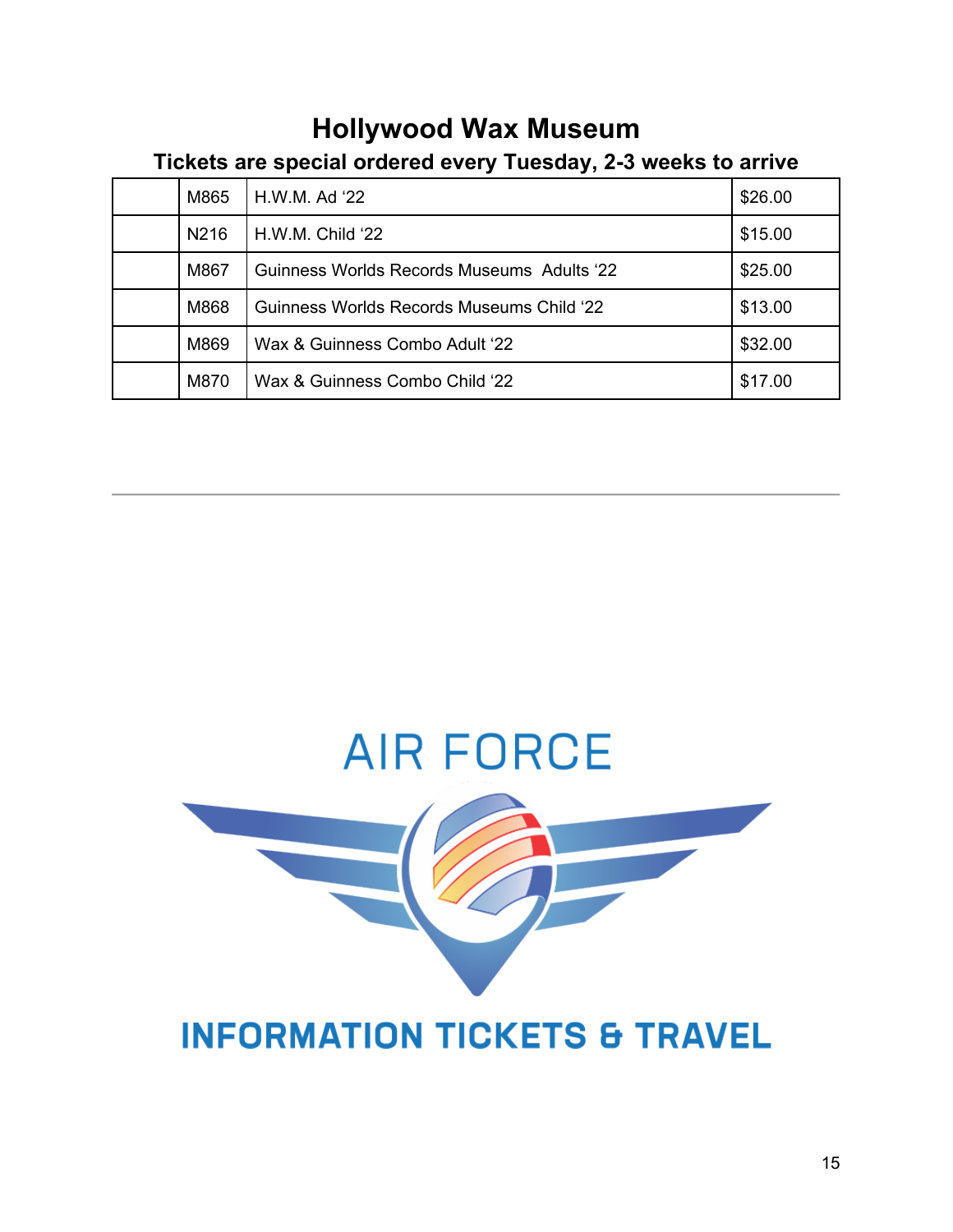# Hollywood Wax Museum

## Tickets are special ordered every Tuesday, 2-3 weeks to arrive

| | | | |
|---|---|---|---|
| | M865 | H.W.M. Ad ‘22 | $26.00 |
| | N216 | H.W.M. Child ‘22 | $15.00 |
| | M867 | Guinness Worlds Records Museums  Adults ‘22 | $25.00 |
| | M868 | Guinness Worlds Records Museums Child ‘22 | $13.00 |
| | M869 | Wax & Guinness Combo Adult ‘22 | $32.00 |
| | M870 | Wax & Guinness Combo Child ‘22 | $17.00 |

---

AIR FORCE

INFORMATION TICKETS & TRAVEL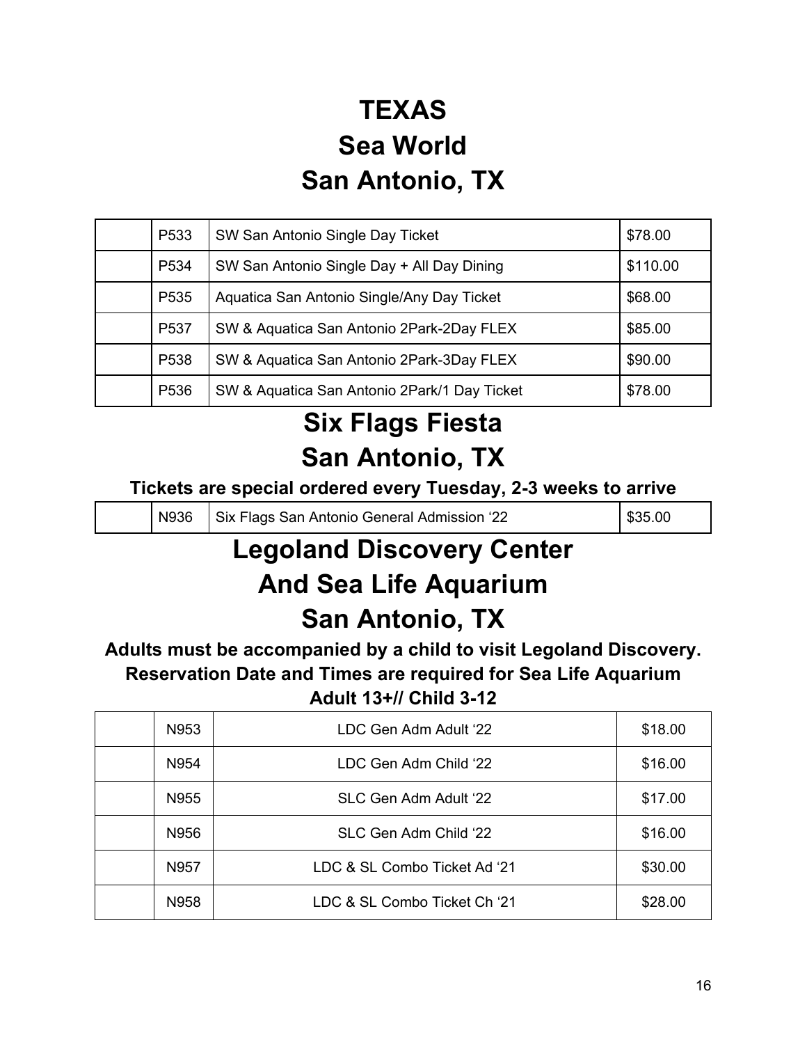# TEXAS

# Sea World

# San Antonio, TX

| | | | |
|---|---|---|---|
| | P533 | SW San Antonio Single Day Ticket | $78.00 |
| | P534 | SW San Antonio Single Day + All Day Dining | $110.00 |
| | P535 | Aquatica San Antonio Single/Any Day Ticket | $68.00 |
| | P537 | SW & Aquatica San Antonio 2Park-2Day FLEX | $85.00 |
| | P538 | SW & Aquatica San Antonio 2Park-3Day FLEX | $90.00 |
| | P536 | SW & Aquatica San Antonio 2Park/1 Day Ticket | $78.00 |

# Six Flags Fiesta

# San Antonio, TX

**Tickets are special ordered every Tuesday, 2-3 weeks to arrive**

| | | | |
|---|---|---|---|
| | N936 | Six Flags San Antonio General Admission '22 | $35.00 |

# Legoland Discovery Center

# And Sea Life Aquarium

# San Antonio, TX

**Adults must be accompanied by a child to visit Legoland Discovery.**
**Reservation Date and Times are required for Sea Life Aquarium**
**Adult 13+// Child 3-12**

| | | | |
|---|---|---|---|
| | N953 | LDC Gen Adm Adult '22 | $18.00 |
| | N954 | LDC Gen Adm Child '22 | $16.00 |
| | N955 | SLC Gen Adm Adult '22 | $17.00 |
| | N956 | SLC Gen Adm Child '22 | $16.00 |
| | N957 | LDC & SL Combo Ticket Ad '21 | $30.00 |
| | N958 | LDC & SL Combo Ticket Ch '21 | $28.00 |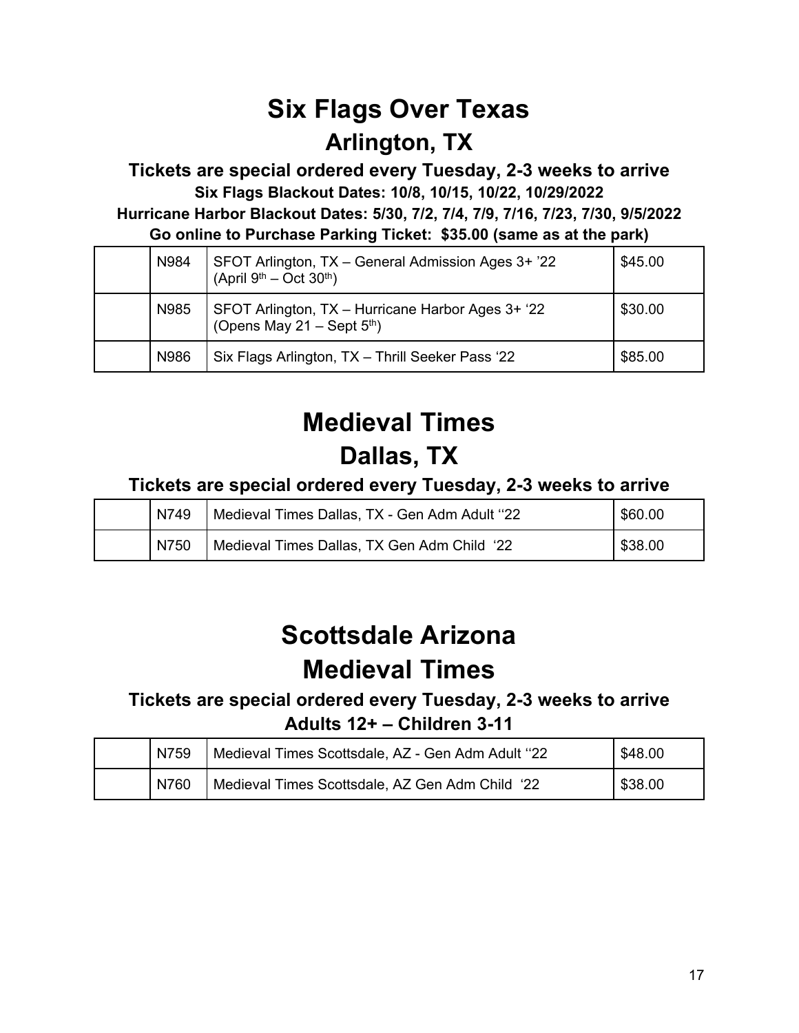# Six Flags Over Texas

## Arlington, TX

### Tickets are special ordered every Tuesday, 2-3 weeks to arrive

**Six Flags Blackout Dates: 10/8, 10/15, 10/22, 10/29/2022**

**Hurricane Harbor Blackout Dates: 5/30, 7/2, 7/4, 7/9, 7/16, 7/23, 7/30, 9/5/2022**

**Go online to Purchase Parking Ticket: $35.00 (same as at the park)**

| | | | |
|---|---|---|---|
| | N984 | SFOT Arlington, TX – General Admission Ages 3+ '22 (April 9th – Oct 30th) | $45.00 |
| | N985 | SFOT Arlington, TX – Hurricane Harbor Ages 3+ '22 (Opens May 21 – Sept 5th) | $30.00 |
| | N986 | Six Flags Arlington, TX – Thrill Seeker Pass '22 | $85.00 |

# Medieval Times

## Dallas, TX

### Tickets are special ordered every Tuesday, 2-3 weeks to arrive

| | | | |
|---|---|---|---|
| | N749 | Medieval Times Dallas, TX - Gen Adm Adult ''22 | $60.00 |
| | N750 | Medieval Times Dallas, TX Gen Adm Child '22 | $38.00 |

# Scottsdale Arizona

## Medieval Times

### Tickets are special ordered every Tuesday, 2-3 weeks to arrive

### Adults 12+ – Children 3-11

| | | | |
|---|---|---|---|
| | N759 | Medieval Times Scottsdale, AZ - Gen Adm Adult ''22 | $48.00 |
| | N760 | Medieval Times Scottsdale, AZ Gen Adm Child '22 | $38.00 |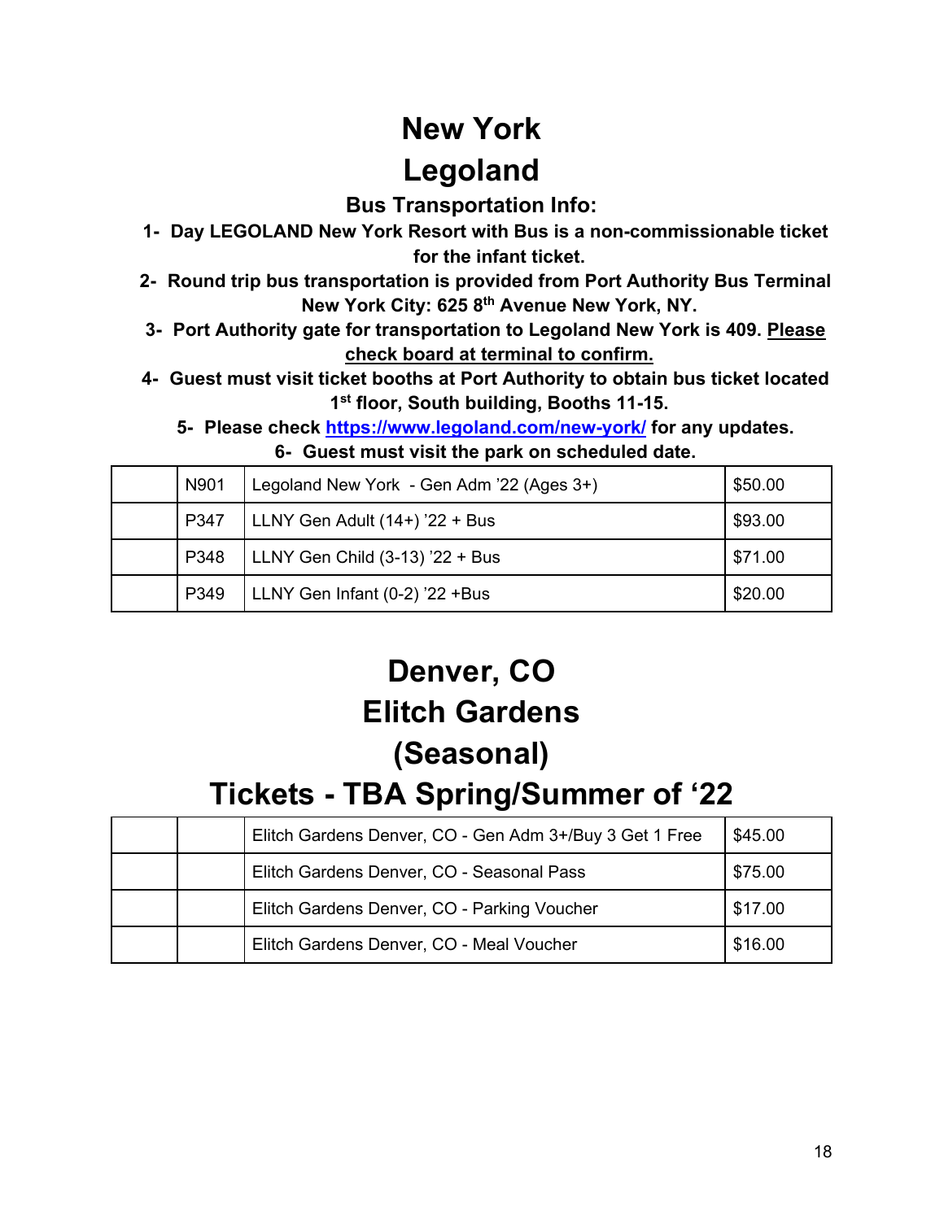# New York

# Legoland

### Bus Transportation Info:

1. **Day LEGOLAND New York Resort with Bus is a non-commissionable ticket for the infant ticket.**
2. **Round trip bus transportation is provided from Port Authority Bus Terminal New York City: 625 8th Avenue New York, NY.**
3. **Port Authority gate for transportation to Legoland New York is 409. <u>Please check board at terminal to confirm.</u>**
4. **Guest must visit ticket booths at Port Authority to obtain bus ticket located 1st floor, South building, Booths 11-15.**
5. **Please check [https://www.legoland.com/new-york/](https://www.legoland.com/new-york/) for any updates.**
6. **Guest must visit the park on scheduled date.**

| | | | |
|---|---|---|---|
| | N901 | Legoland New York - Gen Adm '22 (Ages 3+) | $50.00 |
| | P347 | LLNY Gen Adult (14+) '22 + Bus | $93.00 |
| | P348 | LLNY Gen Child (3-13) '22 + Bus | $71.00 |
| | P349 | LLNY Gen Infant (0-2) '22 +Bus | $20.00 |

# Denver, CO

# Elitch Gardens

# (Seasonal)

# Tickets - TBA Spring/Summer of '22

| | | | |
|---|---|---|---|
| | | Elitch Gardens Denver, CO - Gen Adm 3+/Buy 3 Get 1 Free | $45.00 |
| | | Elitch Gardens Denver, CO - Seasonal Pass | $75.00 |
| | | Elitch Gardens Denver, CO - Parking Voucher | $17.00 |
| | | Elitch Gardens Denver, CO - Meal Voucher | $16.00 |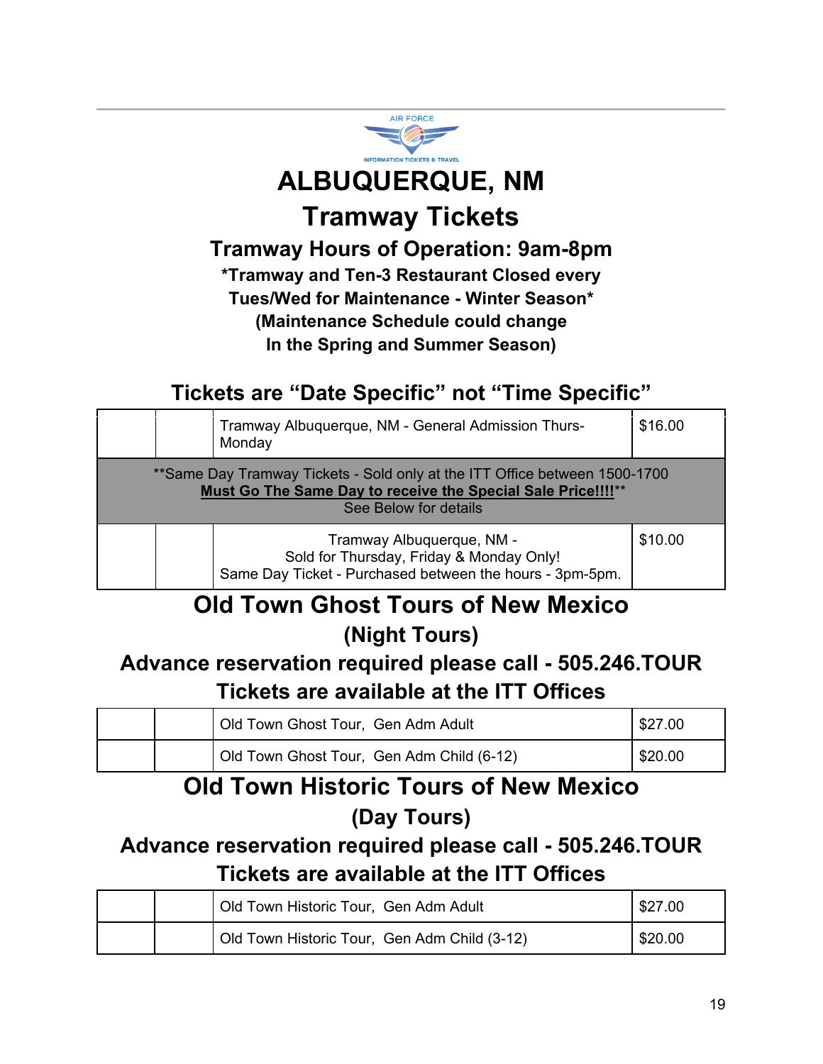AIR FORCE

INFORMATION TICKETS & TRAVEL

# ALBUQUERQUE, NM

# Tramway Tickets

## Tramway Hours of Operation: 9am-8pm

**\*Tramway and Ten-3 Restaurant Closed every Tues/Wed for Maintenance - Winter Season\***
**(Maintenance Schedule could change In the Spring and Summer Season)**

## Tickets are "Date Specific" not "Time Specific"

| | | | |
|---|---|---|---|
| | | Tramway Albuquerque, NM - General Admission Thurs-Monday | $16.00 |
| **Same Day Tramway Tickets - Sold only at the ITT Office between 1500-1700 **Must Go The Same Day to receive the Special Sale Price!!!!**** See Below for details | | | |
| | | Tramway Albuquerque, NM - Sold for Thursday, Friday & Monday Only! Same Day Ticket - Purchased between the hours - 3pm-5pm. | $10.00 |

## Old Town Ghost Tours of New Mexico

### (Night Tours)

### Advance reservation required please call - 505.246.TOUR

### Tickets are available at the ITT Offices

| | | | |
|---|---|---|---|
| | | Old Town Ghost Tour, Gen Adm Adult | $27.00 |
| | | Old Town Ghost Tour, Gen Adm Child (6-12) | $20.00 |

## Old Town Historic Tours of New Mexico

### (Day Tours)

### Advance reservation required please call - 505.246.TOUR

### Tickets are available at the ITT Offices

| | | | |
|---|---|---|---|
| | | Old Town Historic Tour, Gen Adm Adult | $27.00 |
| | | Old Town Historic Tour, Gen Adm Child (3-12) | $20.00 |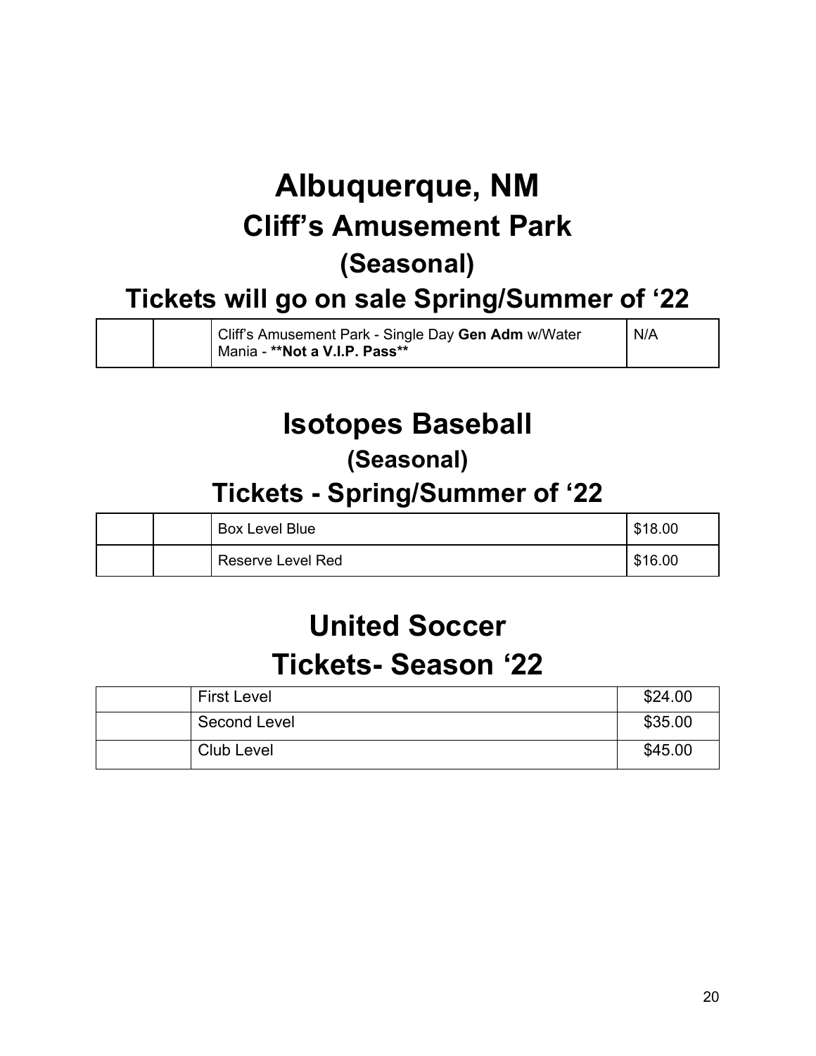# Albuquerque, NM

## Cliff's Amusement Park

### (Seasonal)

## Tickets will go on sale Spring/Summer of '22

| | | | |
|---|---|---|---|
| | | Cliff's Amusement Park - Single Day **Gen Adm** w/Water Mania - **\*\*Not a V.I.P. Pass\*\*** | N/A |

## Isotopes Baseball

### (Seasonal)

## Tickets - Spring/Summer of '22

| | | | |
|---|---|---|---|
| | | Box Level Blue | $18.00 |
| | | Reserve Level Red | $16.00 |

## United Soccer

## Tickets- Season '22

| | | |
|---|---|---|
| | First Level | $24.00 |
| | Second Level | $35.00 |
| | Club Level | $45.00 |